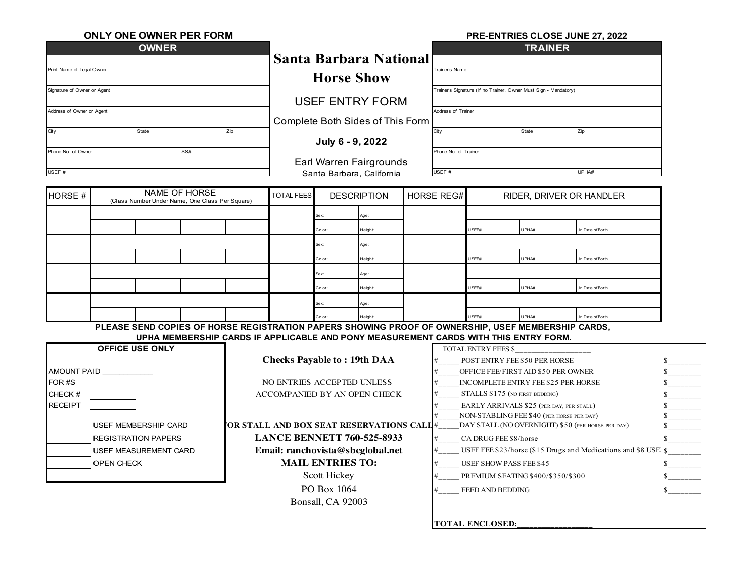**ONLY ONE OWNER PER FORM**

**PRE-ENTRIES CLOSE JUNE 27, 2022**

# Santa Barbara National Horse Show

USEF ENTRY FORM

Complete Both Sides of This Form

**July 6 - 9, 2022**

Earl Warren Fairgrounds

Santa Barbara, California

| **OWNER** | | |
|---|---|---|
| Print Name of Legal Owner | | |
| Signature of Owner or Agent | | |
| Address of Owner or Agent | | |
| City | State | Zip |
| Phone No. of Owner | SS# | |
| USEF # | | |

| **TRAINER** | | |
|---|---|---|
| Trainer's Name | | |
| Trainer's Signature (If no Trainer, Owner Must Sign - Mandatory) | | |
| Address of Trainer | | |
| City | State | Zip |
| Phone No. of Trainer | | |
| USEF # | UPHA# | |

| HORSE # | NAME OF HORSE (Class Number Under Name, One Class Per Square) | | | | TOTAL FEES | DESCRIPTION | | HORSE REG# | RIDER, DRIVER OR HANDLER | | |
|---|---|---|---|---|---|---|---|---|---|---|---|
| | | | | | | Sex: | Age: | | | | |
| | | | | | | Color: | Height: | | USEF# | UPHA# | Jr. Date of Borth |
| | | | | | | Sex: | Age: | | | | |
| | | | | | | Color: | Height: | | USEF# | UPHA# | Jr. Date of Borth |
| | | | | | | Sex: | Age: | | | | |
| | | | | | | Color: | Height: | | USEF# | UPHA# | Jr. Date of Borth |
| | | | | | | Sex: | Age: | | | | |
| | | | | | | Color: | Height: | | USEF# | UPHA# | Jr. Date of Borth |

**PLEASE SEND COPIES OF HORSE REGISTRATION PAPERS SHOWING PROOF OF OWNERSHIP, USEF MEMBERSHIP CARDS, UPHA MEMBERSHIP CARDS IF APPLICABLE AND PONY MEASUREMENT CARDS WITH THIS ENTRY FORM.**

**OFFICE USE ONLY**

AMOUNT PAID ____________

FOR #S __________

CHECK # __________

RECEIPT __________

________ USEF MEMBERSHIP CARD

________ REGISTRATION PAPERS

________ USEF MEASUREMENT CARD

________ OPEN CHECK

**Checks Payable to : 19th DAA**

NO ENTRIES ACCEPTED UNLESS ACCOMPANIED BY AN OPEN CHECK

**FOR STALL AND BOX SEAT RESERVATIONS CALL**

**LANCE BENNETT 760-525-8933**

**Email: ranchovista@sbcglobal.net**

**MAIL ENTRIES TO:**

Scott Hickey

PO Box 1064

Bonsall, CA 92003

TOTAL ENTRY FEES $____________________

| | |
|---|---|
| #_____ POST ENTRY FEE $50 PER HORSE | $________ |
| #_____ OFFICE FEE/FIRST AID $50 PER OWNER | $________ |
| #_____ INCOMPLETE ENTRY FEE $25 PER HORSE | $________ |
| #_____ STALLS $175 (NO FIRST BEDDING) | $________ |
| #_____ EARLY ARRIVALS $25 (PER DAY, PER STALL) | $________ |
| #_____ NON-STABLING FEE $40 (PER HORSE PER DAY) | $________ |
| #_____ DAY STALL (NO OVERNIGHT) $50 (PER HORSE PER DAY) | $________ |
| #_____ CA DRUG FEE $8/horse | $________ |
| #_____ USEF FEE $23/horse ($15 Drugs and Medications and $8 USEF | $________ |
| #_____ USEF SHOW PASS FEE $45 | $________ |
| #_____ PREMIUM SEATING $400/$350/$300 | $________ |
| #_____ FEED AND BEDDING | $________ |

**TOTAL ENCLOSED:_________________**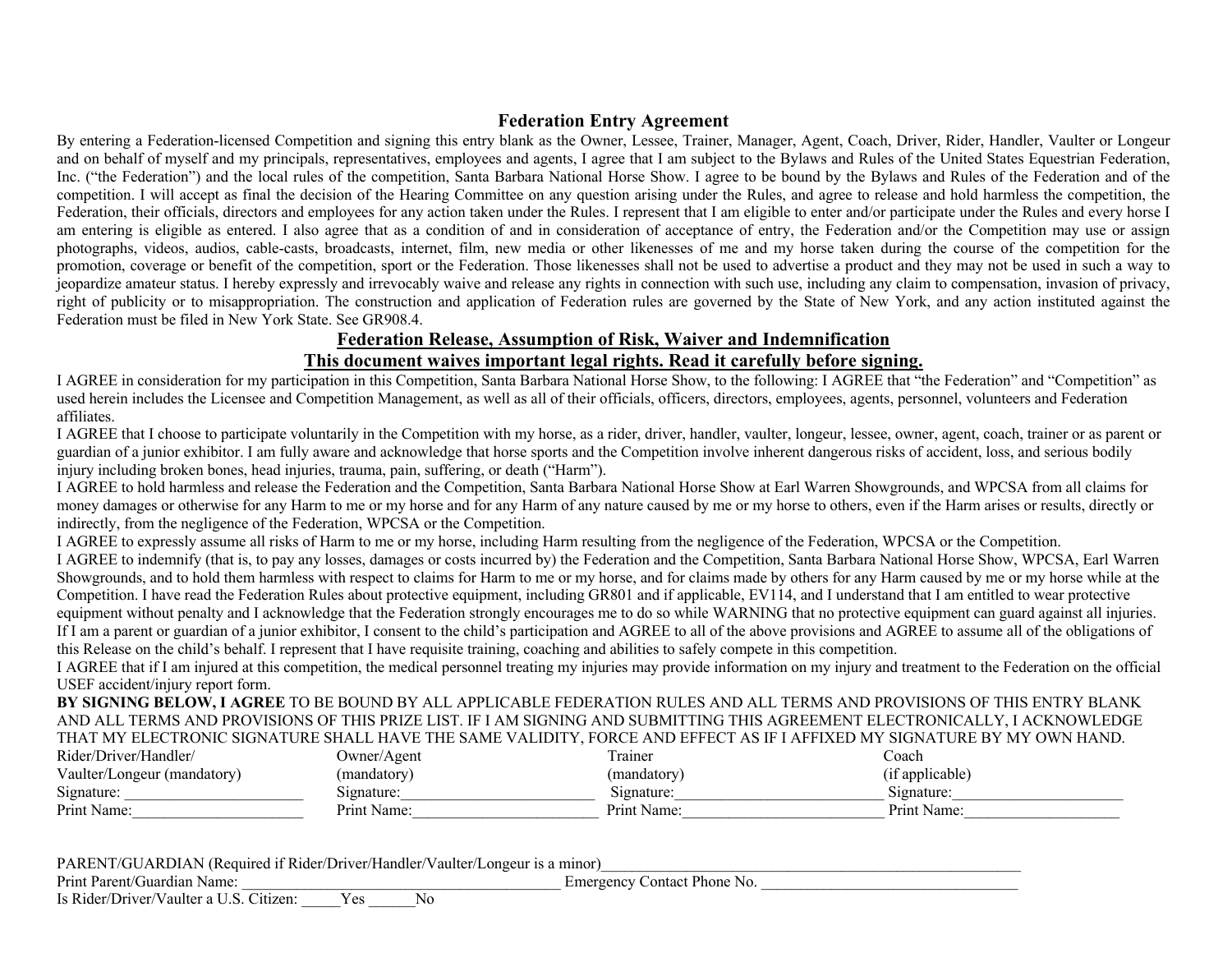## Federation Entry Agreement

By entering a Federation-licensed Competition and signing this entry blank as the Owner, Lessee, Trainer, Manager, Agent, Coach, Driver, Rider, Handler, Vaulter or Longeur and on behalf of myself and my principals, representatives, employees and agents, I agree that I am subject to the Bylaws and Rules of the United States Equestrian Federation, Inc. ("the Federation") and the local rules of the competition, Santa Barbara National Horse Show. I agree to be bound by the Bylaws and Rules of the Federation and of the competition. I will accept as final the decision of the Hearing Committee on any question arising under the Rules, and agree to release and hold harmless the competition, the Federation, their officials, directors and employees for any action taken under the Rules. I represent that I am eligible to enter and/or participate under the Rules and every horse I am entering is eligible as entered. I also agree that as a condition of and in consideration of acceptance of entry, the Federation and/or the Competition may use or assign photographs, videos, audios, cable-casts, broadcasts, internet, film, new media or other likenesses of me and my horse taken during the course of the competition for the promotion, coverage or benefit of the competition, sport or the Federation. Those likenesses shall not be used to advertise a product and they may not be used in such a way to jeopardize amateur status. I hereby expressly and irrevocably waive and release any rights in connection with such use, including any claim to compensation, invasion of privacy, right of publicity or to misappropriation. The construction and application of Federation rules are governed by the State of New York, and any action instituted against the Federation must be filed in New York State. See GR908.4.

## Federation Release, Assumption of Risk, Waiver and Indemnification

**This document waives important legal rights. Read it carefully before signing.**

I AGREE in consideration for my participation in this Competition, Santa Barbara National Horse Show, to the following: I AGREE that "the Federation" and "Competition" as used herein includes the Licensee and Competition Management, as well as all of their officials, officers, directors, employees, agents, personnel, volunteers and Federation affiliates.

I AGREE that I choose to participate voluntarily in the Competition with my horse, as a rider, driver, handler, vaulter, longeur, lessee, owner, agent, coach, trainer or as parent or guardian of a junior exhibitor. I am fully aware and acknowledge that horse sports and the Competition involve inherent dangerous risks of accident, loss, and serious bodily injury including broken bones, head injuries, trauma, pain, suffering, or death ("Harm").

I AGREE to hold harmless and release the Federation and the Competition, Santa Barbara National Horse Show at Earl Warren Showgrounds, and WPCSA from all claims for money damages or otherwise for any Harm to me or my horse and for any Harm of any nature caused by me or my horse to others, even if the Harm arises or results, directly or indirectly, from the negligence of the Federation, WPCSA or the Competition.

I AGREE to expressly assume all risks of Harm to me or my horse, including Harm resulting from the negligence of the Federation, WPCSA or the Competition.

I AGREE to indemnify (that is, to pay any losses, damages or costs incurred by) the Federation and the Competition, Santa Barbara National Horse Show, WPCSA, Earl Warren Showgrounds, and to hold them harmless with respect to claims for Harm to me or my horse, and for claims made by others for any Harm caused by me or my horse while at the Competition. I have read the Federation Rules about protective equipment, including GR801 and if applicable, EV114, and I understand that I am entitled to wear protective equipment without penalty and I acknowledge that the Federation strongly encourages me to do so while WARNING that no protective equipment can guard against all injuries.

If I am a parent or guardian of a junior exhibitor, I consent to the child's participation and AGREE to all of the above provisions and AGREE to assume all of the obligations of this Release on the child's behalf. I represent that I have requisite training, coaching and abilities to safely compete in this competition.

I AGREE that if I am injured at this competition, the medical personnel treating my injuries may provide information on my injury and treatment to the Federation on the official USEF accident/injury report form.

**BY SIGNING BELOW, I AGREE** TO BE BOUND BY ALL APPLICABLE FEDERATION RULES AND ALL TERMS AND PROVISIONS OF THIS ENTRY BLANK AND ALL TERMS AND PROVISIONS OF THIS PRIZE LIST. IF I AM SIGNING AND SUBMITTING THIS AGREEMENT ELECTRONICALLY, I ACKNOWLEDGE THAT MY ELECTRONIC SIGNATURE SHALL HAVE THE SAME VALIDITY, FORCE AND EFFECT AS IF I AFFIXED MY SIGNATURE BY MY OWN HAND.

| Rider/Driver/Handler/ Vaulter/Longeur (mandatory) | Owner/Agent (mandatory) | Trainer (mandatory) | Coach (if applicable) |
| --- | --- | --- | --- |
| Signature: ______________________ | Signature: ________________________ | Signature: __________________________ | Signature: ______________________ |
| Print Name: ______________________ | Print Name: ________________________ | Print Name: __________________________ | Print Name: ____________________ |

PARENT/GUARDIAN (Required if Rider/Driver/Handler/Vaulter/Longeur is a minor)________________________________________________________

Print Parent/Guardian Name: __________________________________________ Emergency Contact Phone No. __________________________________

Is Rider/Driver/Vaulter a U.S. Citizen: _____Yes ______No